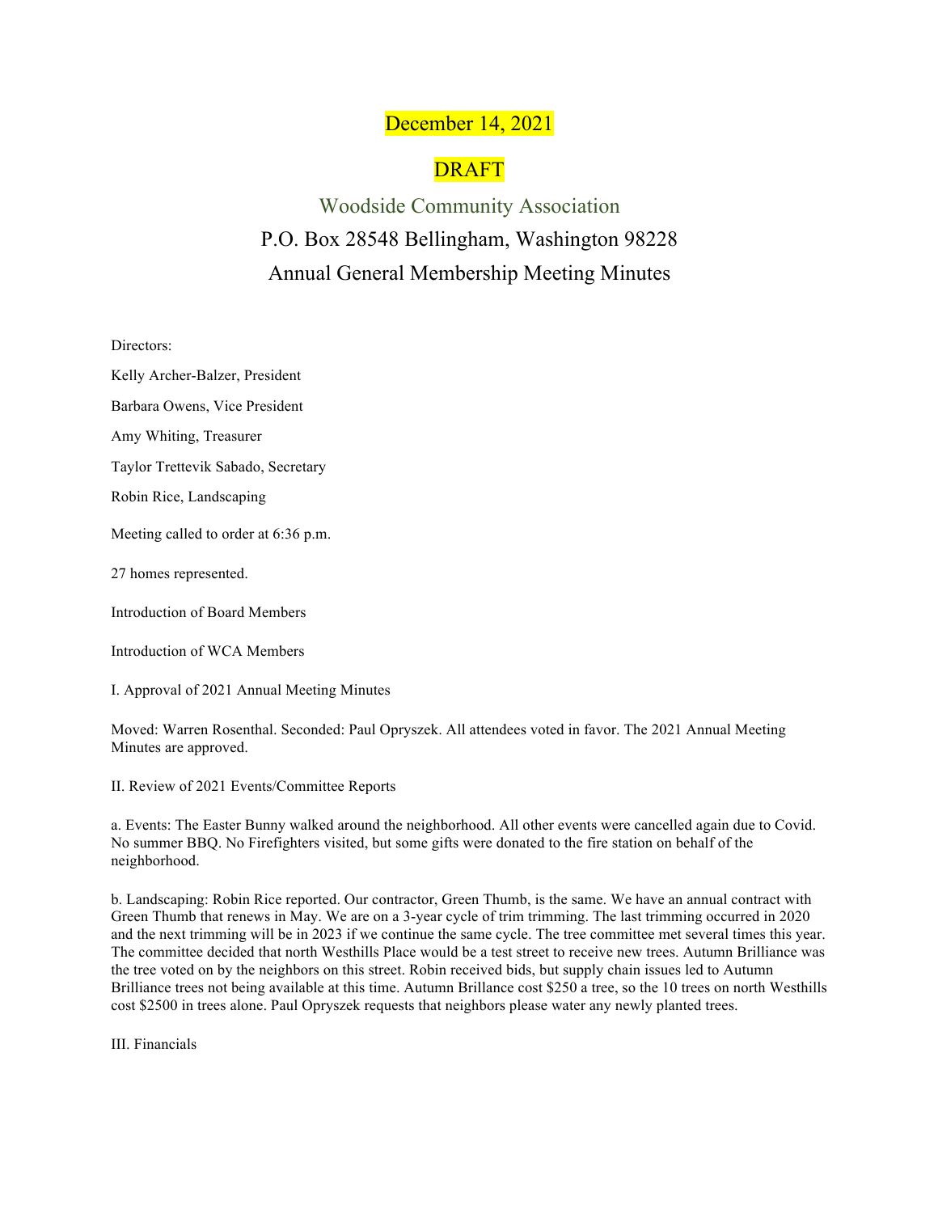December 14, 2021

DRAFT

# Woodside Community Association

## P.O. Box 28548 Bellingham, Washington 98228

## Annual General Membership Meeting Minutes

Directors:

Kelly Archer-Balzer, President

Barbara Owens, Vice President

Amy Whiting, Treasurer

Taylor Trettevik Sabado, Secretary

Robin Rice, Landscaping

Meeting called to order at 6:36 p.m.

27 homes represented.

Introduction of Board Members

Introduction of WCA Members

I. Approval of 2021 Annual Meeting Minutes

Moved: Warren Rosenthal. Seconded: Paul Opryszek. All attendees voted in favor. The 2021 Annual Meeting Minutes are approved.

II. Review of 2021 Events/Committee Reports

a. Events: The Easter Bunny walked around the neighborhood. All other events were cancelled again due to Covid. No summer BBQ. No Firefighters visited, but some gifts were donated to the fire station on behalf of the neighborhood.

b. Landscaping: Robin Rice reported. Our contractor, Green Thumb, is the same. We have an annual contract with Green Thumb that renews in May. We are on a 3-year cycle of trim trimming. The last trimming occurred in 2020 and the next trimming will be in 2023 if we continue the same cycle. The tree committee met several times this year. The committee decided that north Westhills Place would be a test street to receive new trees. Autumn Brilliance was the tree voted on by the neighbors on this street. Robin received bids, but supply chain issues led to Autumn Brilliance trees not being available at this time. Autumn Brillance cost $250 a tree, so the 10 trees on north Westhills cost $2500 in trees alone. Paul Opryszek requests that neighbors please water any newly planted trees.

III. Financials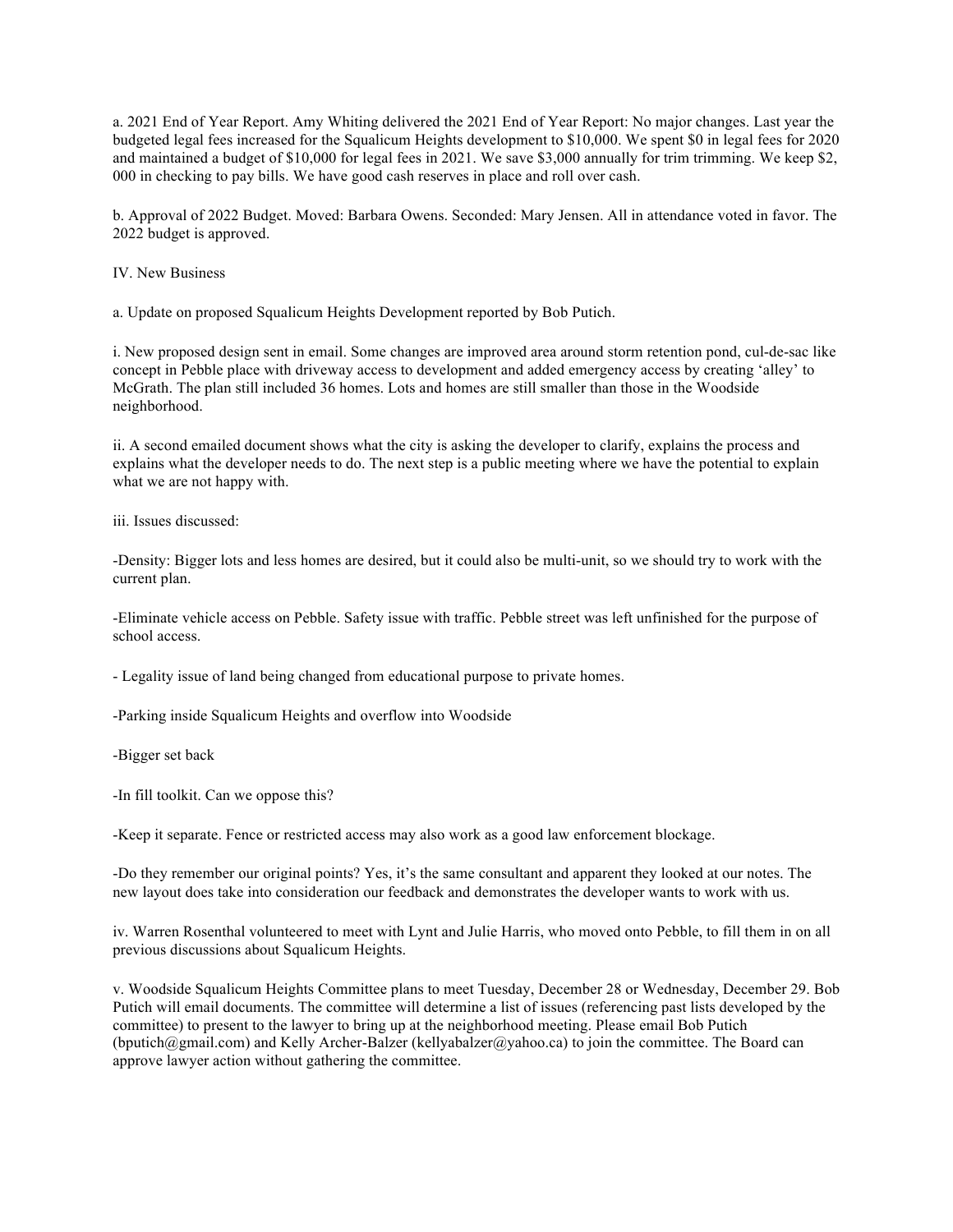a. 2021 End of Year Report. Amy Whiting delivered the 2021 End of Year Report: No major changes. Last year the budgeted legal fees increased for the Squalicum Heights development to $10,000. We spent $0 in legal fees for 2020 and maintained a budget of $10,000 for legal fees in 2021. We save $3,000 annually for trim trimming. We keep $2, 000 in checking to pay bills. We have good cash reserves in place and roll over cash.

b. Approval of 2022 Budget. Moved: Barbara Owens. Seconded: Mary Jensen. All in attendance voted in favor. The 2022 budget is approved.

IV. New Business

a. Update on proposed Squalicum Heights Development reported by Bob Putich.

i. New proposed design sent in email. Some changes are improved area around storm retention pond, cul-de-sac like concept in Pebble place with driveway access to development and added emergency access by creating 'alley' to McGrath. The plan still included 36 homes. Lots and homes are still smaller than those in the Woodside neighborhood.

ii. A second emailed document shows what the city is asking the developer to clarify, explains the process and explains what the developer needs to do. The next step is a public meeting where we have the potential to explain what we are not happy with.

iii. Issues discussed:

-Density: Bigger lots and less homes are desired, but it could also be multi-unit, so we should try to work with the current plan.

-Eliminate vehicle access on Pebble. Safety issue with traffic. Pebble street was left unfinished for the purpose of school access.

- Legality issue of land being changed from educational purpose to private homes.

-Parking inside Squalicum Heights and overflow into Woodside

-Bigger set back

-In fill toolkit. Can we oppose this?

-Keep it separate. Fence or restricted access may also work as a good law enforcement blockage.

-Do they remember our original points? Yes, it's the same consultant and apparent they looked at our notes. The new layout does take into consideration our feedback and demonstrates the developer wants to work with us.

iv. Warren Rosenthal volunteered to meet with Lynt and Julie Harris, who moved onto Pebble, to fill them in on all previous discussions about Squalicum Heights.

v. Woodside Squalicum Heights Committee plans to meet Tuesday, December 28 or Wednesday, December 29. Bob Putich will email documents. The committee will determine a list of issues (referencing past lists developed by the committee) to present to the lawyer to bring up at the neighborhood meeting. Please email Bob Putich (bputich@gmail.com) and Kelly Archer-Balzer (kellyabalzer@yahoo.ca) to join the committee. The Board can approve lawyer action without gathering the committee.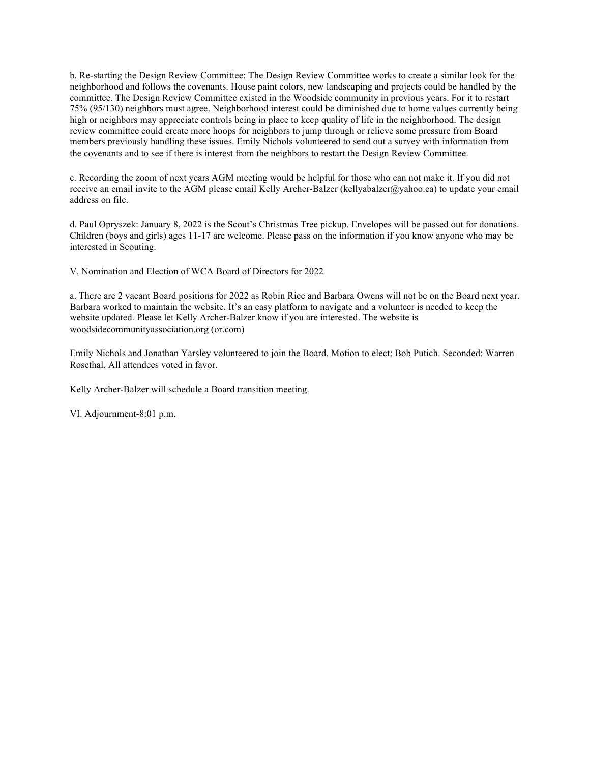b. Re-starting the Design Review Committee: The Design Review Committee works to create a similar look for the neighborhood and follows the covenants. House paint colors, new landscaping and projects could be handled by the committee. The Design Review Committee existed in the Woodside community in previous years. For it to restart 75% (95/130) neighbors must agree. Neighborhood interest could be diminished due to home values currently being high or neighbors may appreciate controls being in place to keep quality of life in the neighborhood. The design review committee could create more hoops for neighbors to jump through or relieve some pressure from Board members previously handling these issues. Emily Nichols volunteered to send out a survey with information from the covenants and to see if there is interest from the neighbors to restart the Design Review Committee.

c. Recording the zoom of next years AGM meeting would be helpful for those who can not make it. If you did not receive an email invite to the AGM please email Kelly Archer-Balzer (kellyabalzer@yahoo.ca) to update your email address on file.

d. Paul Opryszek: January 8, 2022 is the Scout's Christmas Tree pickup. Envelopes will be passed out for donations. Children (boys and girls) ages 11-17 are welcome. Please pass on the information if you know anyone who may be interested in Scouting.

V. Nomination and Election of WCA Board of Directors for 2022

a. There are 2 vacant Board positions for 2022 as Robin Rice and Barbara Owens will not be on the Board next year. Barbara worked to maintain the website. It's an easy platform to navigate and a volunteer is needed to keep the website updated. Please let Kelly Archer-Balzer know if you are interested. The website is woodsidecommunityassociation.org (or.com)

Emily Nichols and Jonathan Yarsley volunteered to join the Board. Motion to elect: Bob Putich. Seconded: Warren Rosethal. All attendees voted in favor.

Kelly Archer-Balzer will schedule a Board transition meeting.

VI. Adjournment-8:01 p.m.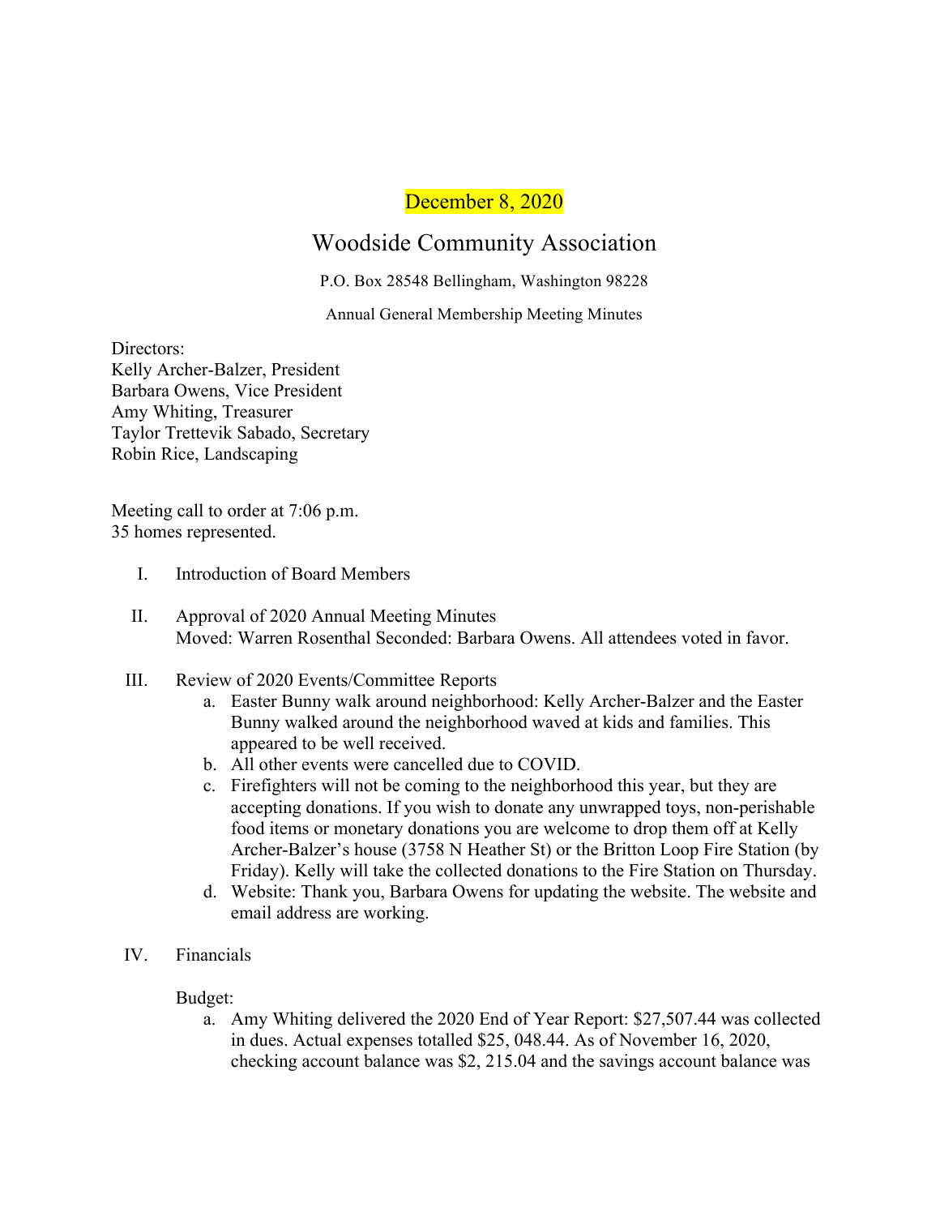December 8, 2020

# Woodside Community Association

P.O. Box 28548 Bellingham, Washington 98228

Annual General Membership Meeting Minutes

Directors:
Kelly Archer-Balzer, President
Barbara Owens, Vice President
Amy Whiting, Treasurer
Taylor Trettevik Sabado, Secretary
Robin Rice, Landscaping

Meeting call to order at 7:06 p.m.
35 homes represented.

I. Introduction of Board Members

II. Approval of 2020 Annual Meeting Minutes
Moved: Warren Rosenthal Seconded: Barbara Owens. All attendees voted in favor.

III. Review of 2020 Events/Committee Reports
   a. Easter Bunny walk around neighborhood: Kelly Archer-Balzer and the Easter Bunny walked around the neighborhood waved at kids and families. This appeared to be well received.
   b. All other events were cancelled due to COVID.
   c. Firefighters will not be coming to the neighborhood this year, but they are accepting donations. If you wish to donate any unwrapped toys, non-perishable food items or monetary donations you are welcome to drop them off at Kelly Archer-Balzer's house (3758 N Heather St) or the Britton Loop Fire Station (by Friday). Kelly will take the collected donations to the Fire Station on Thursday.
   d. Website: Thank you, Barbara Owens for updating the website. The website and email address are working.

IV. Financials

Budget:
   a. Amy Whiting delivered the 2020 End of Year Report: $27,507.44 was collected in dues. Actual expenses totalled $25, 048.44. As of November 16, 2020, checking account balance was $2, 215.04 and the savings account balance was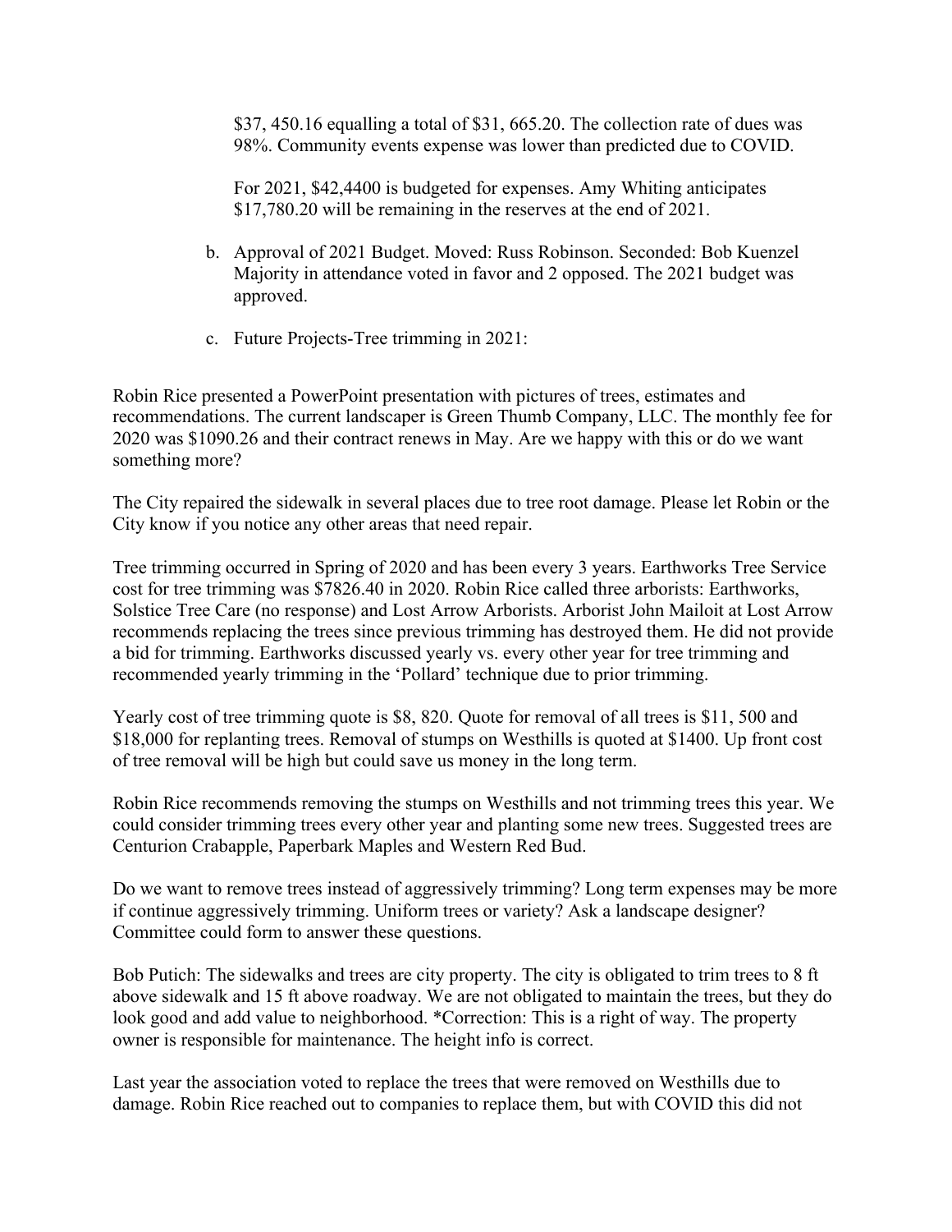$37, 450.16 equalling a total of $31, 665.20. The collection rate of dues was 98%. Community events expense was lower than predicted due to COVID.

For 2021, $42,4400 is budgeted for expenses. Amy Whiting anticipates $17,780.20 will be remaining in the reserves at the end of 2021.

b. Approval of 2021 Budget. Moved: Russ Robinson. Seconded: Bob Kuenzel Majority in attendance voted in favor and 2 opposed. The 2021 budget was approved.

c. Future Projects-Tree trimming in 2021:

Robin Rice presented a PowerPoint presentation with pictures of trees, estimates and recommendations. The current landscaper is Green Thumb Company, LLC. The monthly fee for 2020 was $1090.26 and their contract renews in May. Are we happy with this or do we want something more?

The City repaired the sidewalk in several places due to tree root damage. Please let Robin or the City know if you notice any other areas that need repair.

Tree trimming occurred in Spring of 2020 and has been every 3 years. Earthworks Tree Service cost for tree trimming was $7826.40 in 2020. Robin Rice called three arborists: Earthworks, Solstice Tree Care (no response) and Lost Arrow Arborists. Arborist John Mailoit at Lost Arrow recommends replacing the trees since previous trimming has destroyed them. He did not provide a bid for trimming. Earthworks discussed yearly vs. every other year for tree trimming and recommended yearly trimming in the 'Pollard' technique due to prior trimming.

Yearly cost of tree trimming quote is $8, 820. Quote for removal of all trees is $11, 500 and $18,000 for replanting trees. Removal of stumps on Westhills is quoted at $1400. Up front cost of tree removal will be high but could save us money in the long term.

Robin Rice recommends removing the stumps on Westhills and not trimming trees this year. We could consider trimming trees every other year and planting some new trees. Suggested trees are Centurion Crabapple, Paperbark Maples and Western Red Bud.

Do we want to remove trees instead of aggressively trimming? Long term expenses may be more if continue aggressively trimming. Uniform trees or variety? Ask a landscape designer? Committee could form to answer these questions.

Bob Putich: The sidewalks and trees are city property. The city is obligated to trim trees to 8 ft above sidewalk and 15 ft above roadway. We are not obligated to maintain the trees, but they do look good and add value to neighborhood. *Correction: This is a right of way. The property owner is responsible for maintenance. The height info is correct.

Last year the association voted to replace the trees that were removed on Westhills due to damage. Robin Rice reached out to companies to replace them, but with COVID this did not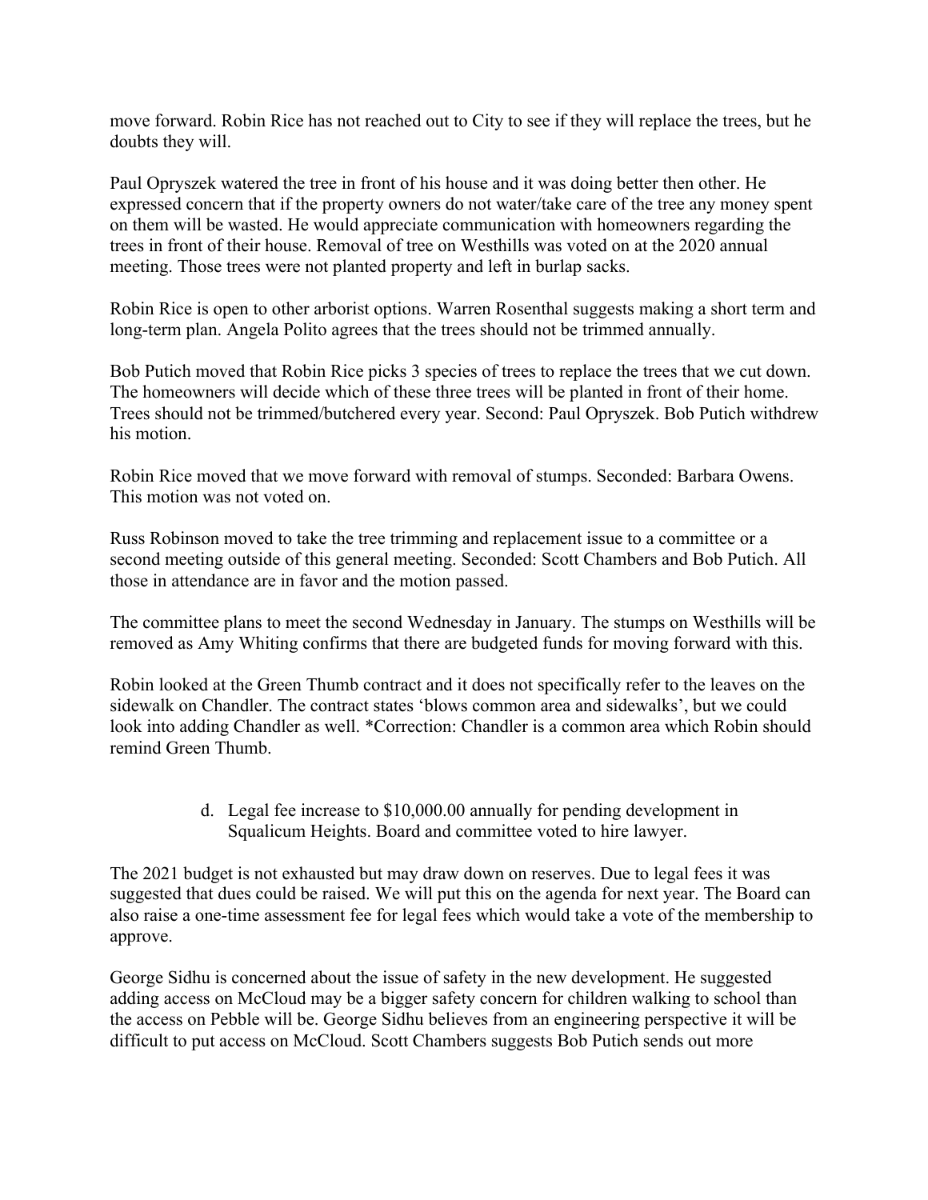move forward. Robin Rice has not reached out to City to see if they will replace the trees, but he doubts they will.

Paul Opryszek watered the tree in front of his house and it was doing better then other. He expressed concern that if the property owners do not water/take care of the tree any money spent on them will be wasted. He would appreciate communication with homeowners regarding the trees in front of their house. Removal of tree on Westhills was voted on at the 2020 annual meeting. Those trees were not planted property and left in burlap sacks.

Robin Rice is open to other arborist options. Warren Rosenthal suggests making a short term and long-term plan. Angela Polito agrees that the trees should not be trimmed annually.

Bob Putich moved that Robin Rice picks 3 species of trees to replace the trees that we cut down. The homeowners will decide which of these three trees will be planted in front of their home. Trees should not be trimmed/butchered every year. Second: Paul Opryszek. Bob Putich withdrew his motion.

Robin Rice moved that we move forward with removal of stumps. Seconded: Barbara Owens. This motion was not voted on.

Russ Robinson moved to take the tree trimming and replacement issue to a committee or a second meeting outside of this general meeting. Seconded: Scott Chambers and Bob Putich. All those in attendance are in favor and the motion passed.

The committee plans to meet the second Wednesday in January. The stumps on Westhills will be removed as Amy Whiting confirms that there are budgeted funds for moving forward with this.

Robin looked at the Green Thumb contract and it does not specifically refer to the leaves on the sidewalk on Chandler. The contract states 'blows common area and sidewalks', but we could look into adding Chandler as well. *Correction: Chandler is a common area which Robin should remind Green Thumb.

d. Legal fee increase to $10,000.00 annually for pending development in Squalicum Heights. Board and committee voted to hire lawyer.

The 2021 budget is not exhausted but may draw down on reserves. Due to legal fees it was suggested that dues could be raised. We will put this on the agenda for next year. The Board can also raise a one-time assessment fee for legal fees which would take a vote of the membership to approve.

George Sidhu is concerned about the issue of safety in the new development. He suggested adding access on McCloud may be a bigger safety concern for children walking to school than the access on Pebble will be. George Sidhu believes from an engineering perspective it will be difficult to put access on McCloud. Scott Chambers suggests Bob Putich sends out more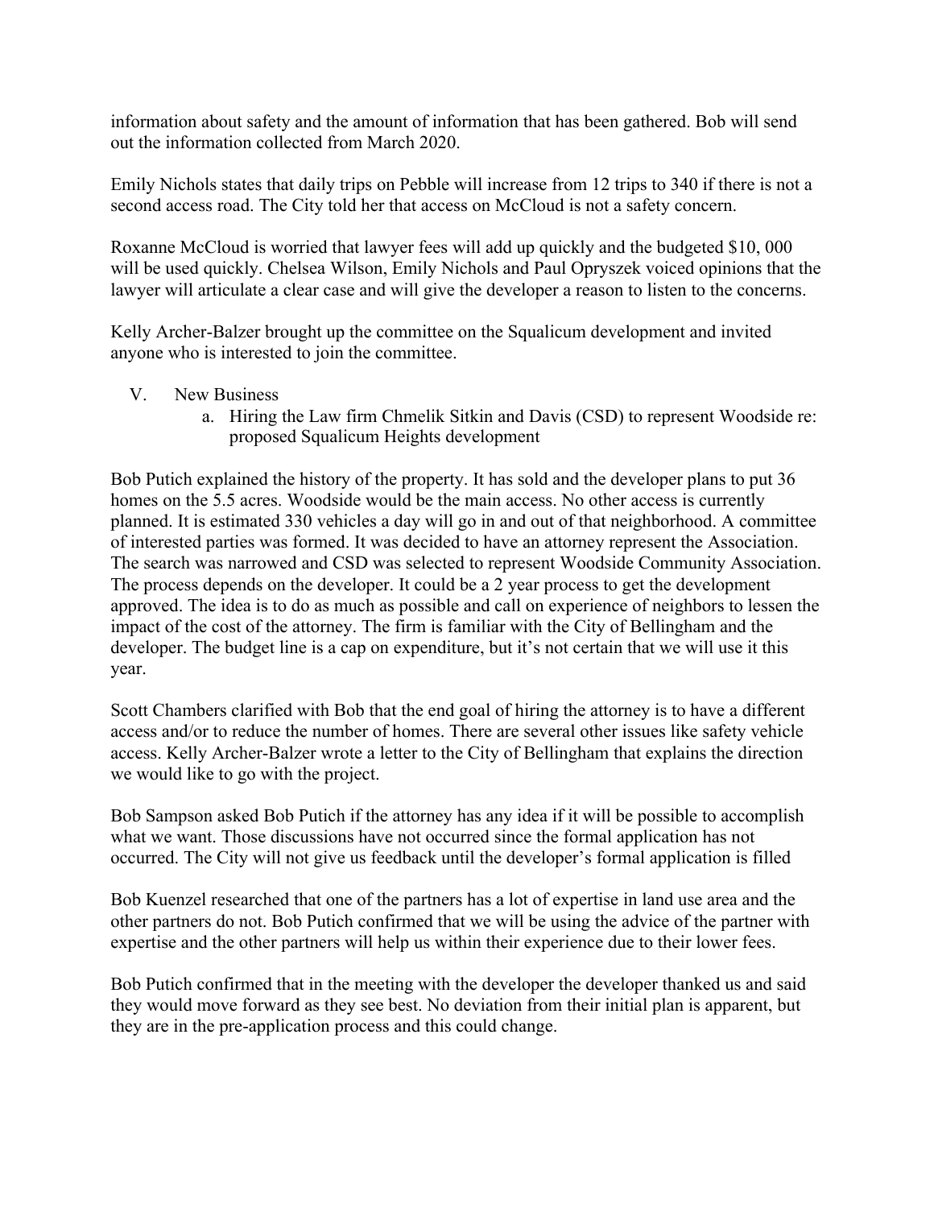information about safety and the amount of information that has been gathered. Bob will send out the information collected from March 2020.

Emily Nichols states that daily trips on Pebble will increase from 12 trips to 340 if there is not a second access road. The City told her that access on McCloud is not a safety concern.

Roxanne McCloud is worried that lawyer fees will add up quickly and the budgeted $10, 000 will be used quickly. Chelsea Wilson, Emily Nichols and Paul Opryszek voiced opinions that the lawyer will articulate a clear case and will give the developer a reason to listen to the concerns.

Kelly Archer-Balzer brought up the committee on the Squalicum development and invited anyone who is interested to join the committee.

V. New Business
   a. Hiring the Law firm Chmelik Sitkin and Davis (CSD) to represent Woodside re: proposed Squalicum Heights development

Bob Putich explained the history of the property. It has sold and the developer plans to put 36 homes on the 5.5 acres. Woodside would be the main access. No other access is currently planned. It is estimated 330 vehicles a day will go in and out of that neighborhood. A committee of interested parties was formed. It was decided to have an attorney represent the Association. The search was narrowed and CSD was selected to represent Woodside Community Association. The process depends on the developer. It could be a 2 year process to get the development approved. The idea is to do as much as possible and call on experience of neighbors to lessen the impact of the cost of the attorney. The firm is familiar with the City of Bellingham and the developer. The budget line is a cap on expenditure, but it's not certain that we will use it this year.

Scott Chambers clarified with Bob that the end goal of hiring the attorney is to have a different access and/or to reduce the number of homes. There are several other issues like safety vehicle access. Kelly Archer-Balzer wrote a letter to the City of Bellingham that explains the direction we would like to go with the project.

Bob Sampson asked Bob Putich if the attorney has any idea if it will be possible to accomplish what we want. Those discussions have not occurred since the formal application has not occurred. The City will not give us feedback until the developer's formal application is filled

Bob Kuenzel researched that one of the partners has a lot of expertise in land use area and the other partners do not. Bob Putich confirmed that we will be using the advice of the partner with expertise and the other partners will help us within their experience due to their lower fees.

Bob Putich confirmed that in the meeting with the developer the developer thanked us and said they would move forward as they see best. No deviation from their initial plan is apparent, but they are in the pre-application process and this could change.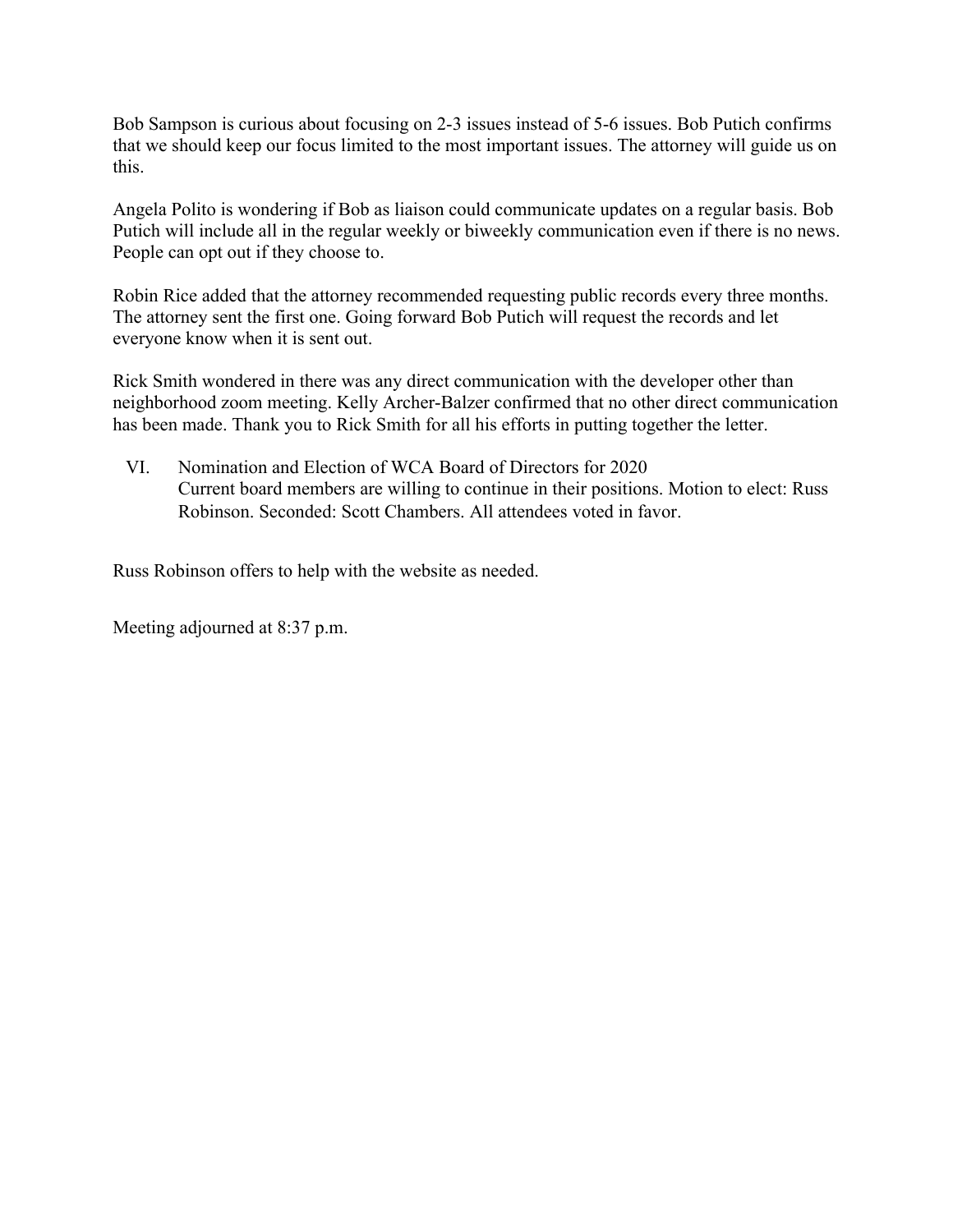Bob Sampson is curious about focusing on 2-3 issues instead of 5-6 issues. Bob Putich confirms that we should keep our focus limited to the most important issues. The attorney will guide us on this.

Angela Polito is wondering if Bob as liaison could communicate updates on a regular basis. Bob Putich will include all in the regular weekly or biweekly communication even if there is no news. People can opt out if they choose to.

Robin Rice added that the attorney recommended requesting public records every three months. The attorney sent the first one. Going forward Bob Putich will request the records and let everyone know when it is sent out.

Rick Smith wondered in there was any direct communication with the developer other than neighborhood zoom meeting. Kelly Archer-Balzer confirmed that no other direct communication has been made. Thank you to Rick Smith for all his efforts in putting together the letter.

VI. Nomination and Election of WCA Board of Directors for 2020
Current board members are willing to continue in their positions. Motion to elect: Russ Robinson. Seconded: Scott Chambers. All attendees voted in favor.

Russ Robinson offers to help with the website as needed.

Meeting adjourned at 8:37 p.m.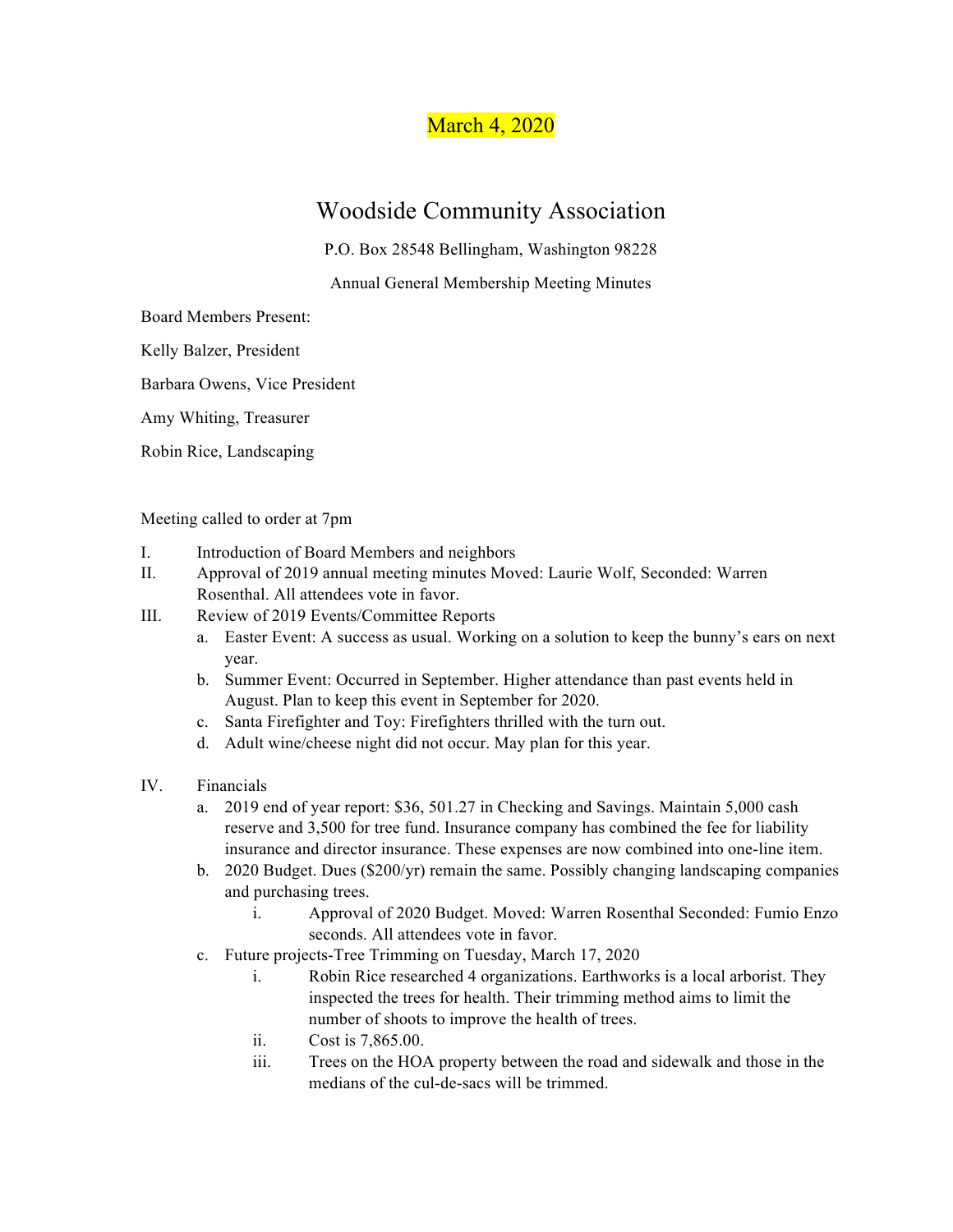March 4, 2020

# Woodside Community Association

P.O. Box 28548 Bellingham, Washington 98228

Annual General Membership Meeting Minutes

Board Members Present:

Kelly Balzer, President

Barbara Owens, Vice President

Amy Whiting, Treasurer

Robin Rice, Landscaping

Meeting called to order at 7pm

I. Introduction of Board Members and neighbors

II. Approval of 2019 annual meeting minutes Moved: Laurie Wolf, Seconded: Warren Rosenthal. All attendees vote in favor.

III. Review of 2019 Events/Committee Reports
   - a. Easter Event: A success as usual. Working on a solution to keep the bunny's ears on next year.
   - b. Summer Event: Occurred in September. Higher attendance than past events held in August. Plan to keep this event in September for 2020.
   - c. Santa Firefighter and Toy: Firefighters thrilled with the turn out.
   - d. Adult wine/cheese night did not occur. May plan for this year.

IV. Financials
   - a. 2019 end of year report: $36, 501.27 in Checking and Savings. Maintain 5,000 cash reserve and 3,500 for tree fund. Insurance company has combined the fee for liability insurance and director insurance. These expenses are now combined into one-line item.
   - b. 2020 Budget. Dues ($200/yr) remain the same. Possibly changing landscaping companies and purchasing trees.
     - i. Approval of 2020 Budget. Moved: Warren Rosenthal Seconded: Fumio Enzo seconds. All attendees vote in favor.
   - c. Future projects-Tree Trimming on Tuesday, March 17, 2020
     - i. Robin Rice researched 4 organizations. Earthworks is a local arborist. They inspected the trees for health. Their trimming method aims to limit the number of shoots to improve the health of trees.
     - ii. Cost is 7,865.00.
     - iii. Trees on the HOA property between the road and sidewalk and those in the medians of the cul-de-sacs will be trimmed.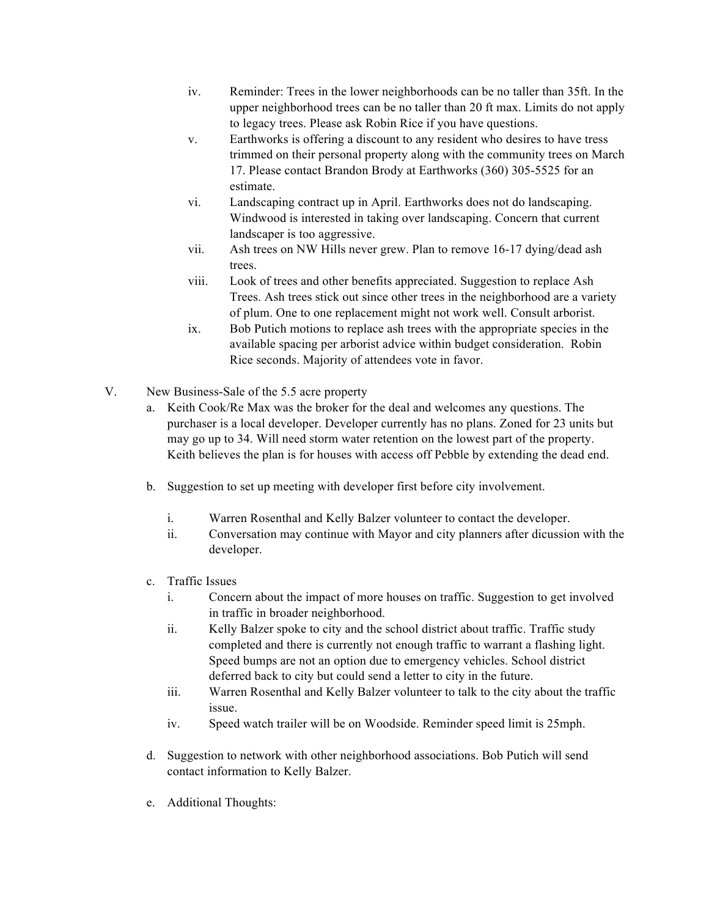iv. Reminder: Trees in the lower neighborhoods can be no taller than 35ft. In the upper neighborhood trees can be no taller than 20 ft max. Limits do not apply to legacy trees. Please ask Robin Rice if you have questions.

v. Earthworks is offering a discount to any resident who desires to have tress trimmed on their personal property along with the community trees on March 17. Please contact Brandon Brody at Earthworks (360) 305-5525 for an estimate.

vi. Landscaping contract up in April. Earthworks does not do landscaping. Windwood is interested in taking over landscaping. Concern that current landscaper is too aggressive.

vii. Ash trees on NW Hills never grew. Plan to remove 16-17 dying/dead ash trees.

viii. Look of trees and other benefits appreciated. Suggestion to replace Ash Trees. Ash trees stick out since other trees in the neighborhood are a variety of plum. One to one replacement might not work well. Consult arborist.

ix. Bob Putich motions to replace ash trees with the appropriate species in the available spacing per arborist advice within budget consideration. Robin Rice seconds. Majority of attendees vote in favor.

V. New Business-Sale of the 5.5 acre property

a. Keith Cook/Re Max was the broker for the deal and welcomes any questions. The purchaser is a local developer. Developer currently has no plans. Zoned for 23 units but may go up to 34. Will need storm water retention on the lowest part of the property. Keith believes the plan is for houses with access off Pebble by extending the dead end.

b. Suggestion to set up meeting with developer first before city involvement.

   i. Warren Rosenthal and Kelly Balzer volunteer to contact the developer.

   ii. Conversation may continue with Mayor and city planners after dicussion with the developer.

c. Traffic Issues

   i. Concern about the impact of more houses on traffic. Suggestion to get involved in traffic in broader neighborhood.

   ii. Kelly Balzer spoke to city and the school district about traffic. Traffic study completed and there is currently not enough traffic to warrant a flashing light. Speed bumps are not an option due to emergency vehicles. School district deferred back to city but could send a letter to city in the future.

   iii. Warren Rosenthal and Kelly Balzer volunteer to talk to the city about the traffic issue.

   iv. Speed watch trailer will be on Woodside. Reminder speed limit is 25mph.

d. Suggestion to network with other neighborhood associations. Bob Putich will send contact information to Kelly Balzer.

e. Additional Thoughts: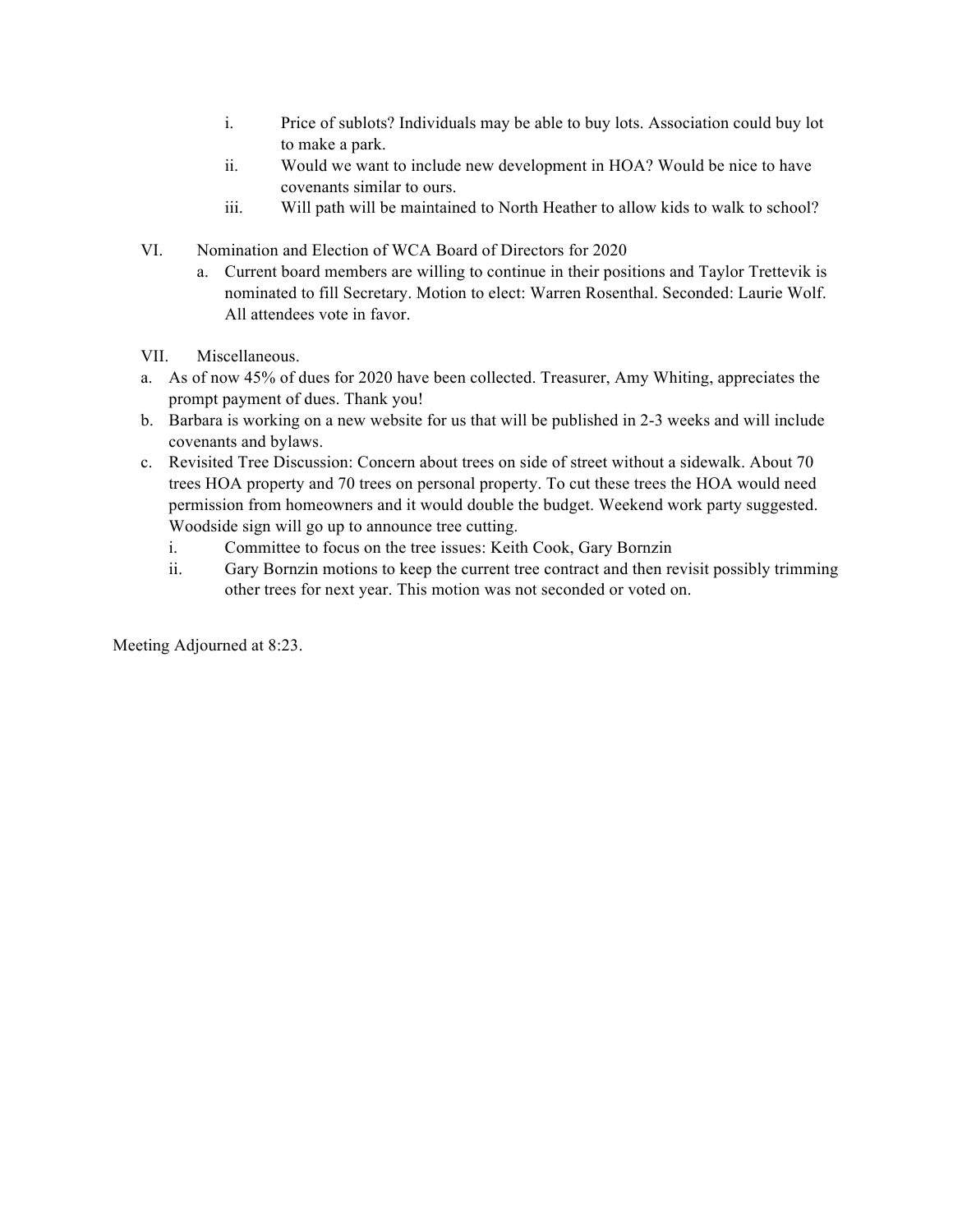i. Price of sublots? Individuals may be able to buy lots. Association could buy lot to make a park.
   ii. Would we want to include new development in HOA? Would be nice to have covenants similar to ours.
   iii. Will path will be maintained to North Heather to allow kids to walk to school?

VI. Nomination and Election of WCA Board of Directors for 2020

   a. Current board members are willing to continue in their positions and Taylor Trettevik is nominated to fill Secretary. Motion to elect: Warren Rosenthal. Seconded: Laurie Wolf. All attendees vote in favor.

VII. Miscellaneous.

a. As of now 45% of dues for 2020 have been collected. Treasurer, Amy Whiting, appreciates the prompt payment of dues. Thank you!
b. Barbara is working on a new website for us that will be published in 2-3 weeks and will include covenants and bylaws.
c. Revisited Tree Discussion: Concern about trees on side of street without a sidewalk. About 70 trees HOA property and 70 trees on personal property. To cut these trees the HOA would need permission from homeowners and it would double the budget. Weekend work party suggested. Woodside sign will go up to announce tree cutting.
   i. Committee to focus on the tree issues: Keith Cook, Gary Bornzin
   ii. Gary Bornzin motions to keep the current tree contract and then revisit possibly trimming other trees for next year. This motion was not seconded or voted on.

Meeting Adjourned at 8:23.